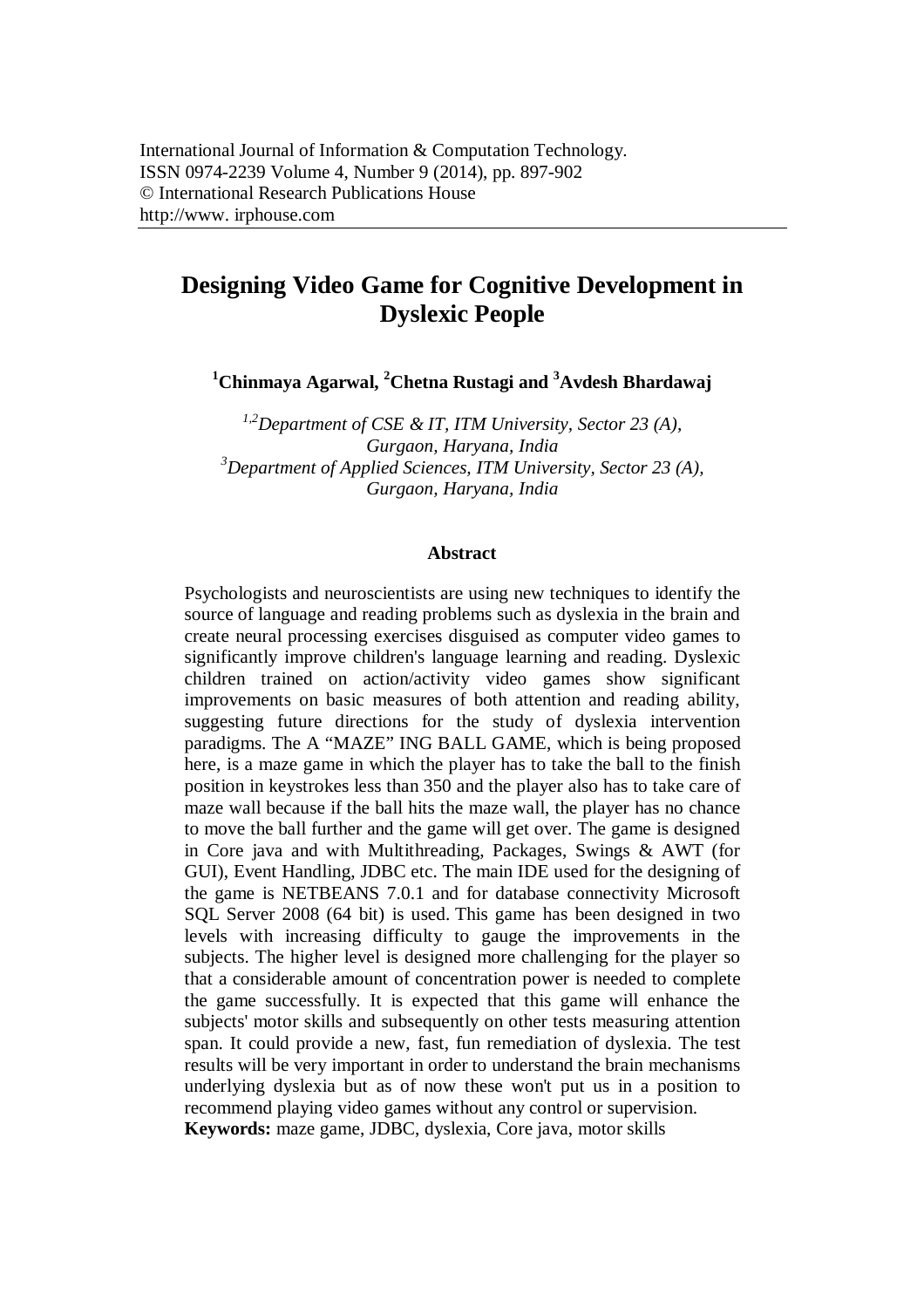International Journal of Information & Computation Technology.
ISSN 0974-2239 Volume 4, Number 9 (2014), pp. 897-902
© International Research Publications House
http://www. irphouse.com

# Designing Video Game for Cognitive Development in Dyslexic People

**[1]Chinmaya Agarwal, [2]Chetna Rustagi and [3]Avdesh Bhardawaj**

*[1,2]Department of CSE & IT, ITM University, Sector 23 (A), Gurgaon, Haryana, India*
*[3]Department of Applied Sciences, ITM University, Sector 23 (A), Gurgaon, Haryana, India*

## Abstract

Psychologists and neuroscientists are using new techniques to identify the source of language and reading problems such as dyslexia in the brain and create neural processing exercises disguised as computer video games to significantly improve children's language learning and reading. Dyslexic children trained on action/activity video games show significant improvements on basic measures of both attention and reading ability, suggesting future directions for the study of dyslexia intervention paradigms. The A "MAZE" ING BALL GAME, which is being proposed here, is a maze game in which the player has to take the ball to the finish position in keystrokes less than 350 and the player also has to take care of maze wall because if the ball hits the maze wall, the player has no chance to move the ball further and the game will get over. The game is designed in Core java and with Multithreading, Packages, Swings & AWT (for GUI), Event Handling, JDBC etc. The main IDE used for the designing of the game is NETBEANS 7.0.1 and for database connectivity Microsoft SQL Server 2008 (64 bit) is used. This game has been designed in two levels with increasing difficulty to gauge the improvements in the subjects. The higher level is designed more challenging for the player so that a considerable amount of concentration power is needed to complete the game successfully. It is expected that this game will enhance the subjects' motor skills and subsequently on other tests measuring attention span. It could provide a new, fast, fun remediation of dyslexia. The test results will be very important in order to understand the brain mechanisms underlying dyslexia but as of now these won't put us in a position to recommend playing video games without any control or supervision.

**Keywords:** maze game, JDBC, dyslexia, Core java, motor skills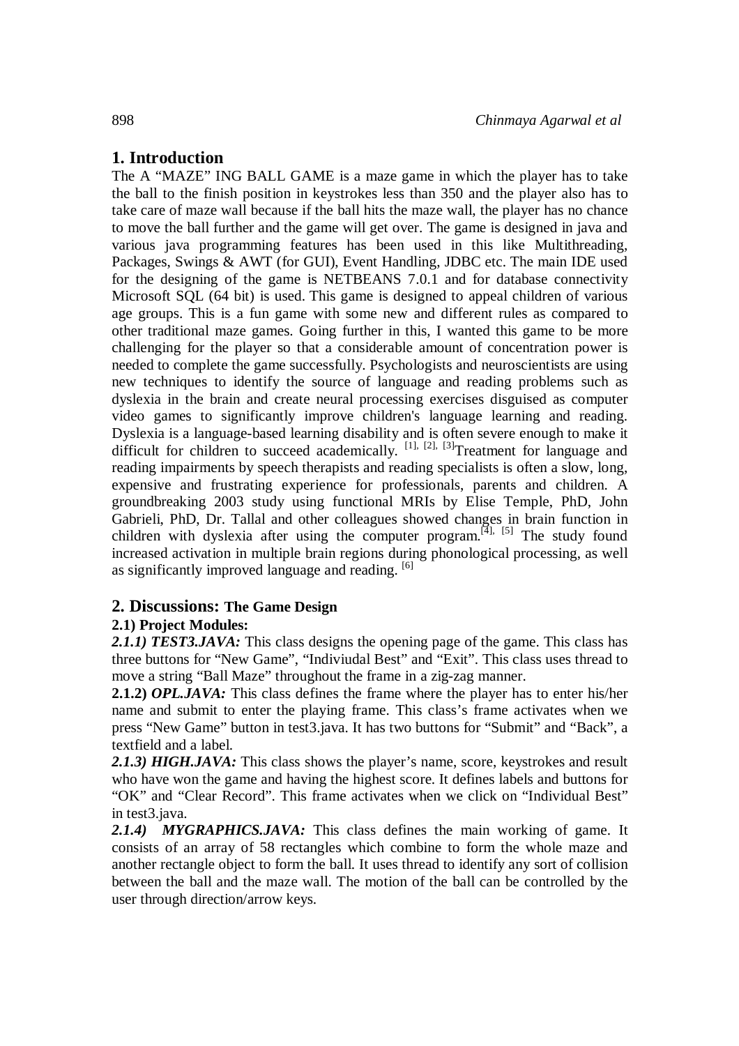## 1. Introduction

The A "MAZE" ING BALL GAME is a maze game in which the player has to take the ball to the finish position in keystrokes less than 350 and the player also has to take care of maze wall because if the ball hits the maze wall, the player has no chance to move the ball further and the game will get over. The game is designed in java and various java programming features has been used in this like Multithreading, Packages, Swings & AWT (for GUI), Event Handling, JDBC etc. The main IDE used for the designing of the game is NETBEANS 7.0.1 and for database connectivity Microsoft SQL (64 bit) is used. This game is designed to appeal children of various age groups. This is a fun game with some new and different rules as compared to other traditional maze games. Going further in this, I wanted this game to be more challenging for the player so that a considerable amount of concentration power is needed to complete the game successfully. Psychologists and neuroscientists are using new techniques to identify the source of language and reading problems such as dyslexia in the brain and create neural processing exercises disguised as computer video games to significantly improve children's language learning and reading. Dyslexia is a language-based learning disability and is often severe enough to make it difficult for children to succeed academically. [1], [2], [3]Treatment for language and reading impairments by speech therapists and reading specialists is often a slow, long, expensive and frustrating experience for professionals, parents and children. A groundbreaking 2003 study using functional MRIs by Elise Temple, PhD, John Gabrieli, PhD, Dr. Tallal and other colleagues showed changes in brain function in children with dyslexia after using the computer program.[4], [5] The study found increased activation in multiple brain regions during phonological processing, as well as significantly improved language and reading. [6]

## 2. Discussions: The Game Design

### 2.1) Project Modules:

***2.1.1) TEST3.JAVA:*** This class designs the opening page of the game. This class has three buttons for "New Game", "Indiviudal Best" and "Exit". This class uses thread to move a string "Ball Maze" throughout the frame in a zig-zag manner.

**2.1.2)** ***OPL.JAVA:*** This class defines the frame where the player has to enter his/her name and submit to enter the playing frame. This class's frame activates when we press "New Game" button in test3.java. It has two buttons for "Submit" and "Back", a textfield and a label.

***2.1.3) HIGH.JAVA:*** This class shows the player's name, score, keystrokes and result who have won the game and having the highest score. It defines labels and buttons for "OK" and "Clear Record". This frame activates when we click on "Individual Best" in test3.java.

***2.1.4) MYGRAPHICS.JAVA:*** This class defines the main working of game. It consists of an array of 58 rectangles which combine to form the whole maze and another rectangle object to form the ball. It uses thread to identify any sort of collision between the ball and the maze wall. The motion of the ball can be controlled by the user through direction/arrow keys.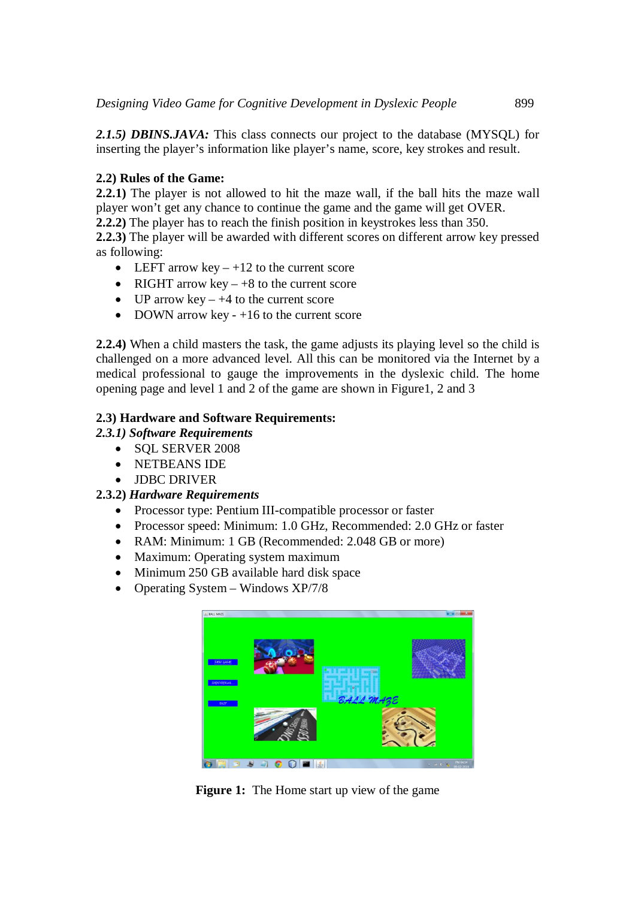***2.1.5) DBINS.JAVA:*** This class connects our project to the database (MYSQL) for inserting the player's information like player's name, score, key strokes and result.

**2.2) Rules of the Game:**

**2.2.1)** The player is not allowed to hit the maze wall, if the ball hits the maze wall player won't get any chance to continue the game and the game will get OVER.

**2.2.2)** The player has to reach the finish position in keystrokes less than 350.

**2.2.3)** The player will be awarded with different scores on different arrow key pressed as following:

- LEFT arrow key – +12 to the current score
- RIGHT arrow key – +8 to the current score
- UP arrow key – +4 to the current score
- DOWN arrow key - +16 to the current score

**2.2.4)** When a child masters the task, the game adjusts its playing level so the child is challenged on a more advanced level. All this can be monitored via the Internet by a medical professional to gauge the improvements in the dyslexic child. The home opening page and level 1 and 2 of the game are shown in Figure1, 2 and 3

**2.3) Hardware and Software Requirements:**

***2.3.1) Software Requirements***

- SQL SERVER 2008
- NETBEANS IDE
- JDBC DRIVER

**2.3.2) *Hardware Requirements***

- Processor type: Pentium III-compatible processor or faster
- Processor speed: Minimum: 1.0 GHz, Recommended: 2.0 GHz or faster
- RAM: Minimum: 1 GB (Recommended: 2.048 GB or more)
- Maximum: Operating system maximum
- Minimum 250 GB available hard disk space
- Operating System – Windows XP/7/8

**Figure 1:** The Home start up view of the game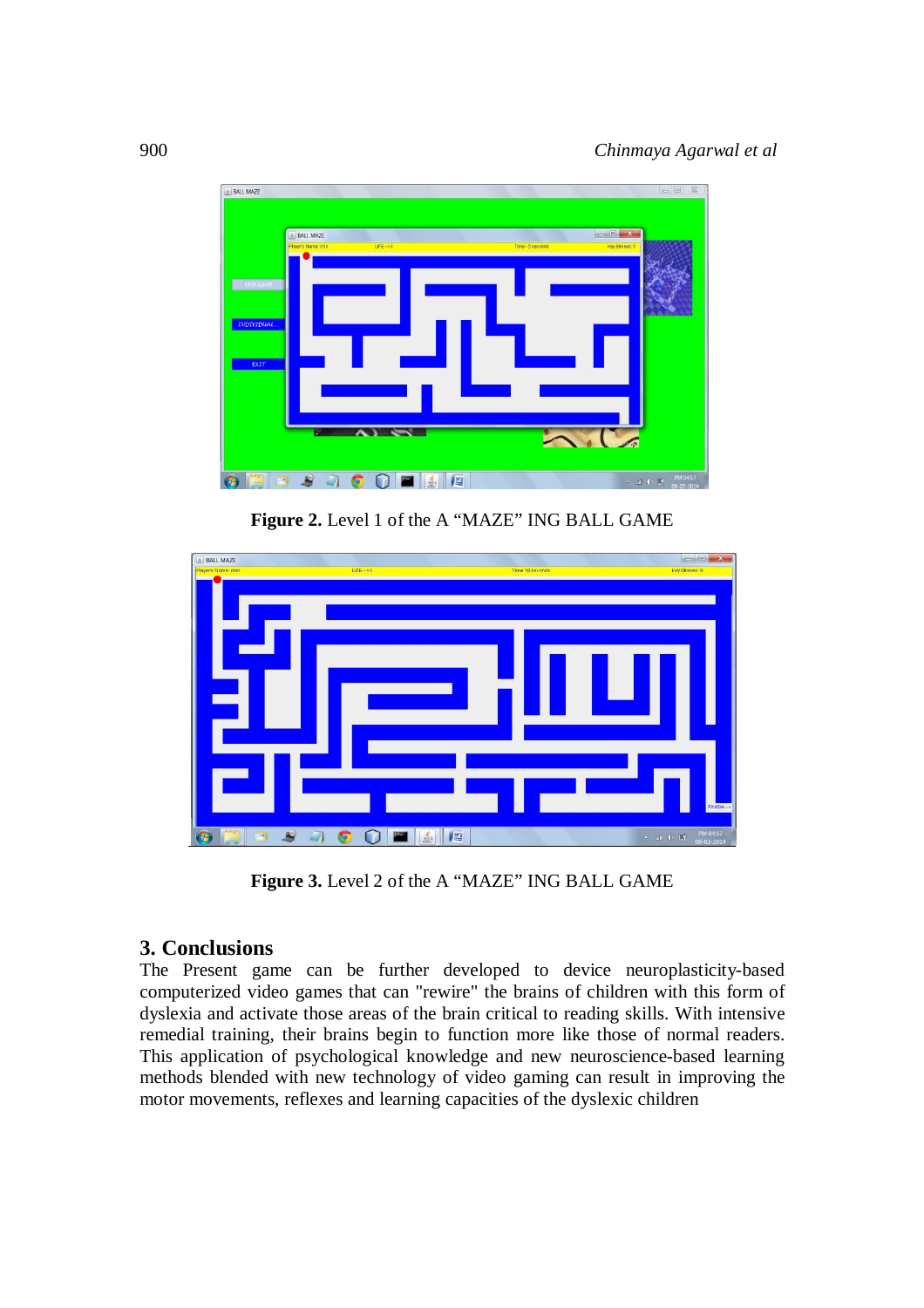**Figure 2.** Level 1 of the A "MAZE" ING BALL GAME

**Figure 3.** Level 2 of the A "MAZE" ING BALL GAME

## 3. Conclusions

The Present game can be further developed to device neuroplasticity-based computerized video games that can "rewire" the brains of children with this form of dyslexia and activate those areas of the brain critical to reading skills. With intensive remedial training, their brains begin to function more like those of normal readers. This application of psychological knowledge and new neuroscience-based learning methods blended with new technology of video gaming can result in improving the motor movements, reflexes and learning capacities of the dyslexic children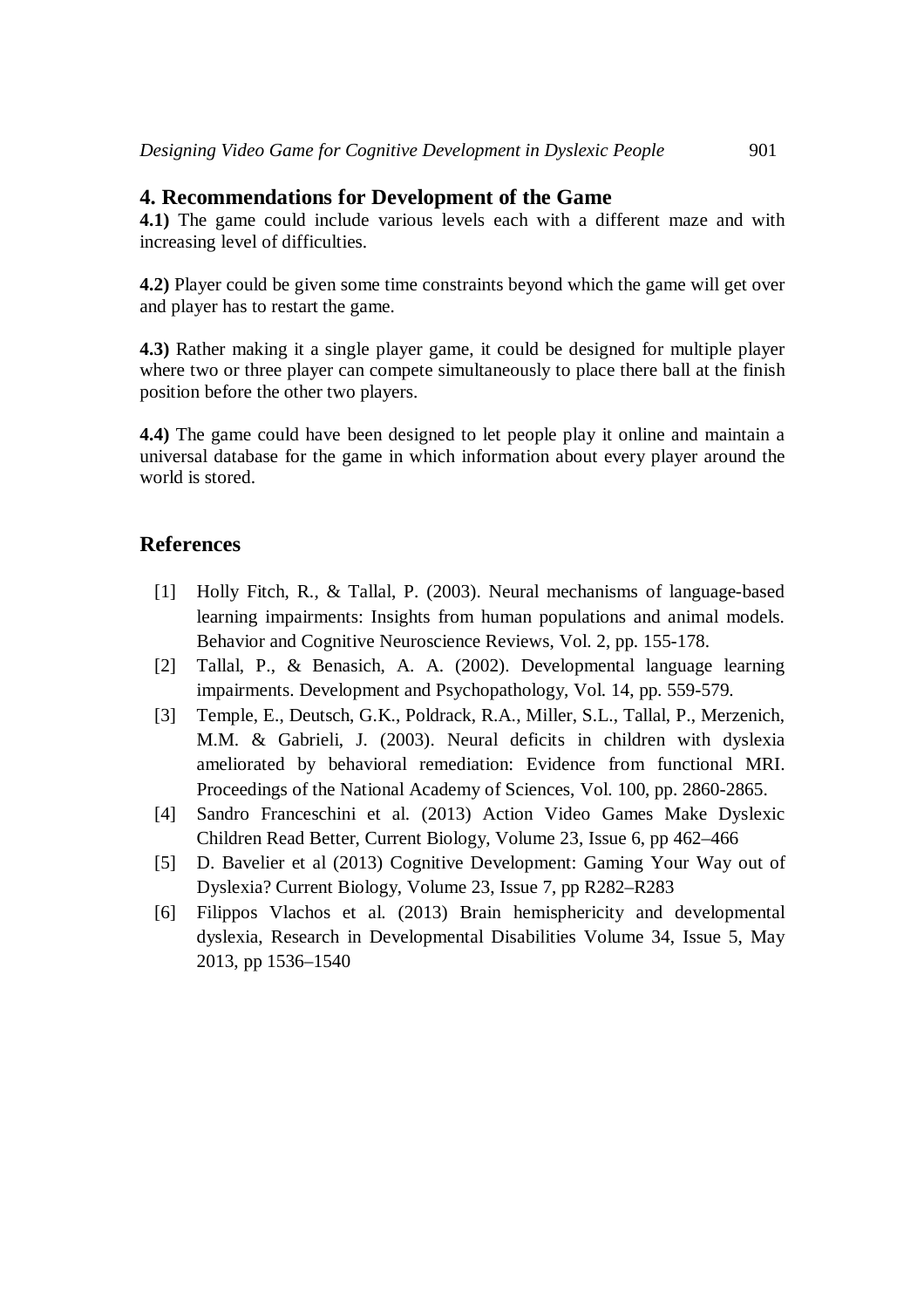## 4. Recommendations for Development of the Game

**4.1)** The game could include various levels each with a different maze and with increasing level of difficulties.

**4.2)** Player could be given some time constraints beyond which the game will get over and player has to restart the game.

**4.3)** Rather making it a single player game, it could be designed for multiple player where two or three player can compete simultaneously to place there ball at the finish position before the other two players.

**4.4)** The game could have been designed to let people play it online and maintain a universal database for the game in which information about every player around the world is stored.

## References

[1] Holly Fitch, R., & Tallal, P. (2003). Neural mechanisms of language-based learning impairments: Insights from human populations and animal models. Behavior and Cognitive Neuroscience Reviews, Vol. 2, pp. 155-178.

[2] Tallal, P., & Benasich, A. A. (2002). Developmental language learning impairments. Development and Psychopathology, Vol. 14, pp. 559-579.

[3] Temple, E., Deutsch, G.K., Poldrack, R.A., Miller, S.L., Tallal, P., Merzenich, M.M. & Gabrieli, J. (2003). Neural deficits in children with dyslexia ameliorated by behavioral remediation: Evidence from functional MRI. Proceedings of the National Academy of Sciences, Vol. 100, pp. 2860-2865.

[4] Sandro Franceschini et al. (2013) Action Video Games Make Dyslexic Children Read Better, Current Biology, Volume 23, Issue 6, pp 462–466

[5] D. Bavelier et al (2013) Cognitive Development: Gaming Your Way out of Dyslexia? Current Biology, Volume 23, Issue 7, pp R282–R283

[6] Filippos Vlachos et al. (2013) Brain hemisphericity and developmental dyslexia, Research in Developmental Disabilities Volume 34, Issue 5, May 2013, pp 1536–1540